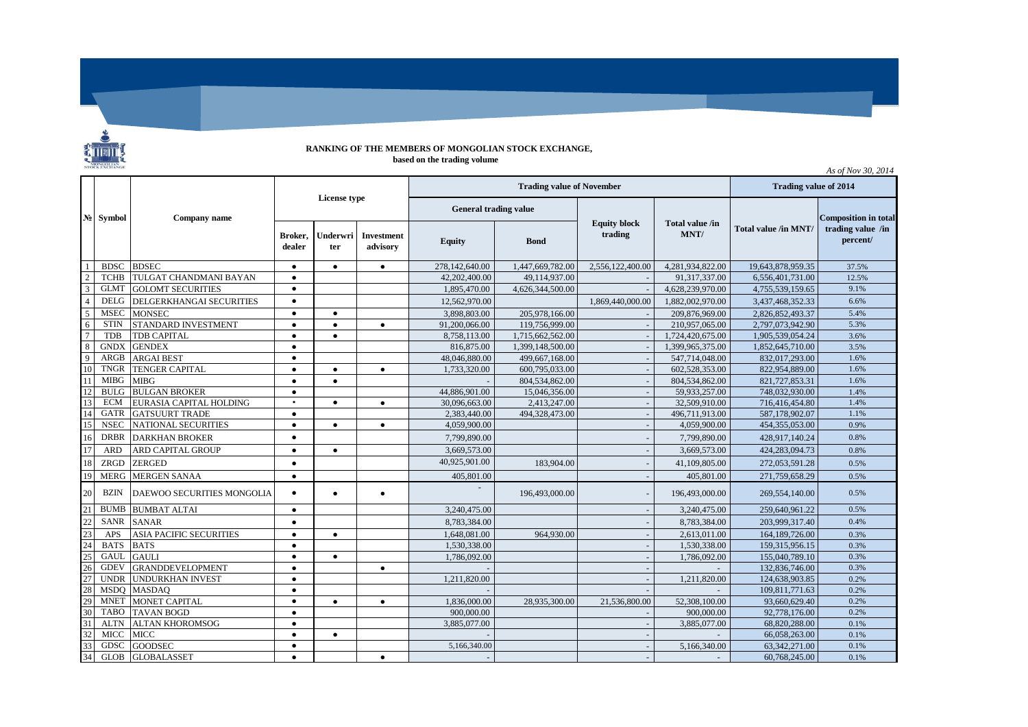**RANKING OF THE MEMBERS OF MONGOLIAN STOCK EXCHANGE,**
**based on the trading volume**

*As of Nov 30, 2014*

| № | Symbol | Company name | License type | | | Trading value of November | | | | Trading value of 2014 | |
|---|---|---|---|---|---|---|---|---|---|---|---|
| | | | | | | General trading value | | Equity block trading | Total value /in MNT/ | Total value /in MNT/ | Composition in total trading value /in percent/ |
| | | | Broker, dealer | Underwriter | Investment advisory | Equity | Bond | | | | |
| 1 | BDSC | BDSEC | ● | ● | ● | 278,142,640.00 | 1,447,669,782.00 | 2,556,122,400.00 | 4,281,934,822.00 | 19,643,878,959.35 | 37.5% |
| 2 | TCHB | TULGAT CHANDMANI BAYAN | ● | | | 42,202,400.00 | 49,114,937.00 | - | 91,317,337.00 | 6,556,401,731.00 | 12.5% |
| 3 | GLMT | GOLOMT SECURITIES | ● | | | 1,895,470.00 | 4,626,344,500.00 | - | 4,628,239,970.00 | 4,755,539,159.65 | 9.1% |
| 4 | DELG | DELGERKHANGAI SECURITIES | ● | | | 12,562,970.00 | | 1,869,440,000.00 | 1,882,002,970.00 | 3,437,468,352.33 | 6.6% |
| 5 | MSEC | MONSEC | ● | ● | | 3,898,803.00 | 205,978,166.00 | - | 209,876,969.00 | 2,826,852,493.37 | 5.4% |
| 6 | STIN | STANDARD INVESTMENT | ● | ● | ● | 91,200,066.00 | 119,756,999.00 | - | 210,957,065.00 | 2,797,073,942.90 | 5.3% |
| 7 | TDB | TDB CAPITAL | ● | ● | | 8,758,113.00 | 1,715,662,562.00 | - | 1,724,420,675.00 | 1,905,539,054.24 | 3.6% |
| 8 | GNDX | GENDEX | ● | | | 816,875.00 | 1,399,148,500.00 | - | 1,399,965,375.00 | 1,852,645,710.00 | 3.5% |
| 9 | ARGB | ARGAI BEST | ● | | | 48,046,880.00 | 499,667,168.00 | - | 547,714,048.00 | 832,017,293.00 | 1.6% |
| 10 | TNGR | TENGER CAPITAL | ● | ● | ● | 1,733,320.00 | 600,795,033.00 | - | 602,528,353.00 | 822,954,889.00 | 1.6% |
| 11 | MIBG | MIBG | ● | ● | | - | 804,534,862.00 | - | 804,534,862.00 | 821,727,853.31 | 1.6% |
| 12 | BULG | BULGAN BROKER | ● | | | 44,886,901.00 | 15,046,356.00 | - | 59,933,257.00 | 748,032,930.00 | 1.4% |
| 13 | ECM | EURASIA CAPITAL HOLDING | • | ● | ● | 30,096,663.00 | 2,413,247.00 | - | 32,509,910.00 | 716,416,454.80 | 1.4% |
| 14 | GATR | GATSUURT TRADE | ● | | | 2,383,440.00 | 494,328,473.00 | - | 496,711,913.00 | 587,178,902.07 | 1.1% |
| 15 | NSEC | NATIONAL SECURITIES | ● | ● | ● | 4,059,900.00 | | - | 4,059,900.00 | 454,355,053.00 | 0.9% |
| 16 | DRBR | DARKHAN BROKER | ● | | | 7,799,890.00 | | - | 7,799,890.00 | 428,917,140.24 | 0.8% |
| 17 | ARD | ARD CAPITAL GROUP | ● | ● | | 3,669,573.00 | | - | 3,669,573.00 | 424,283,094.73 | 0.8% |
| 18 | ZRGD | ZERGED | ● | | | 40,925,901.00 | 183,904.00 | - | 41,109,805.00 | 272,053,591.28 | 0.5% |
| 19 | MERG | MERGEN SANAA | ● | | | 405,801.00 | | - | 405,801.00 | 271,759,658.29 | 0.5% |
| 20 | BZIN | DAEWOO SECURITIES MONGOLIA | ● | ● | ● | - | 196,493,000.00 | - | 196,493,000.00 | 269,554,140.00 | 0.5% |
| 21 | BUMB | BUMBAT ALTAI | ● | | | 3,240,475.00 | | - | 3,240,475.00 | 259,640,961.22 | 0.5% |
| 22 | SANR | SANAR | ● | | | 8,783,384.00 | | - | 8,783,384.00 | 203,999,317.40 | 0.4% |
| 23 | APS | ASIA PACIFIC SECURITIES | ● | ● | | 1,648,081.00 | 964,930.00 | - | 2,613,011.00 | 164,189,726.00 | 0.3% |
| 24 | BATS | BATS | ● | | | 1,530,338.00 | | - | 1,530,338.00 | 159,315,956.15 | 0.3% |
| 25 | GAUL | GAULI | ● | ● | | 1,786,092.00 | | - | 1,786,092.00 | 155,040,789.10 | 0.3% |
| 26 | GDEV | GRANDDEVELOPMENT | ● | | ● | - | | - | - | 132,836,746.00 | 0.3% |
| 27 | UNDR | UNDURKHAN INVEST | ● | | | 1,211,820.00 | | - | 1,211,820.00 | 124,638,903.85 | 0.2% |
| 28 | MSDQ | MASDAQ | ● | | | - | | - | - | 109,811,771.63 | 0.2% |
| 29 | MNET | MONET CAPITAL | ● | ● | ● | 1,836,000.00 | 28,935,300.00 | 21,536,800.00 | 52,308,100.00 | 93,660,629.40 | 0.2% |
| 30 | TABO | TAVAN BOGD | ● | | | 900,000.00 | | - | 900,000.00 | 92,778,176.00 | 0.2% |
| 31 | ALTN | ALTAN KHOROMSOG | ● | | | 3,885,077.00 | | - | 3,885,077.00 | 68,820,288.00 | 0.1% |
| 32 | MICC | MICC | ● | ● | | - | | - | - | 66,058,263.00 | 0.1% |
| 33 | GDSC | GOODSEC | ● | | | 5,166,340.00 | | - | 5,166,340.00 | 63,342,271.00 | 0.1% |
| 34 | GLOB | GLOBALASSET | ● | | ● | - | | - | - | 60,768,245.00 | 0.1% |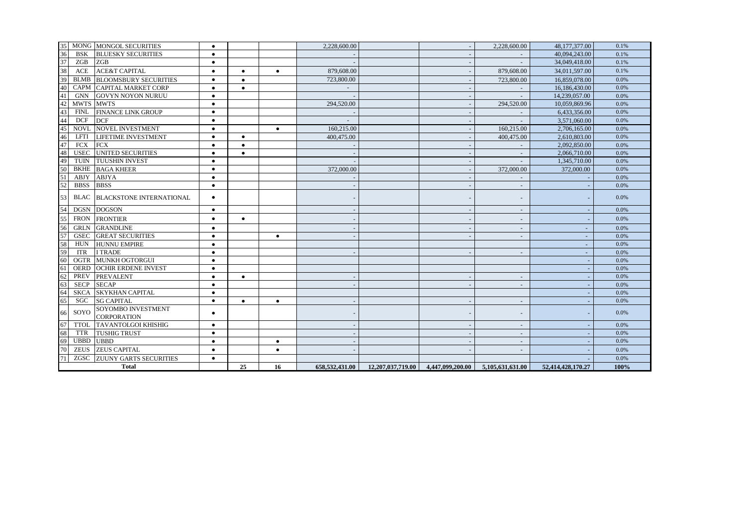| | | | | | | | | | | | |
|---|---|---|---|---|---|---|---|---|---|---|---|
| 35 | MONG | MONGOL SECURITIES | ● | | | 2,228,600.00 | | - | 2,228,600.00 | 48,177,377.00 | 0.1% |
| 36 | BSK | BLUESKY SECURITIES | ● | | | - | | - | - | 40,094,243.00 | 0.1% |
| 37 | ZGB | ZGB | ● | | | - | | - | - | 34,049,418.00 | 0.1% |
| 38 | ACE | ACE&T CAPITAL | ● | ● | ● | 879,608.00 | | - | 879,608.00 | 34,011,597.00 | 0.1% |
| 39 | BLMB | BLOOMSBURY SECURITIES | ● | ● | | 723,800.00 | | - | 723,800.00 | 16,859,078.00 | 0.0% |
| 40 | CAPM | CAPITAL MARKET CORP | ● | ● | | - | | - | - | 16,186,430.00 | 0.0% |
| 41 | GNN | GOVYN NOYON NURUU | ● | | | - | | - | - | 14,239,057.00 | 0.0% |
| 42 | MWTS | MWTS | ● | | | 294,520.00 | | - | 294,520.00 | 10,059,869.96 | 0.0% |
| 43 | FINL | FINANCE LINK GROUP | ● | | | - | | - | - | 6,433,356.00 | 0.0% |
| 44 | DCF | DCF | ● | | | - | | - | - | 3,571,060.00 | 0.0% |
| 45 | NOVL | NOVEL INVESTMENT | ● | | ● | 160,215.00 | | - | 160,215.00 | 2,706,165.00 | 0.0% |
| 46 | LFTI | LIFETIME INVESTMENT | ● | ● | | 400,475.00 | | - | 400,475.00 | 2,610,803.00 | 0.0% |
| 47 | FCX | FCX | ● | ● | | - | | - | - | 2,092,850.00 | 0.0% |
| 48 | USEC | UNITED SECURITIES | ● | ● | | - | | - | - | 2,066,710.00 | 0.0% |
| 49 | TUIN | TUUSHIN INVEST | ● | | | - | | - | - | 1,345,710.00 | 0.0% |
| 50 | BKHE | BAGA KHEER | ● | | | 372,000.00 | | - | 372,000.00 | 372,000.00 | 0.0% |
| 51 | ABJY | ABJYA | ● | | | - | | - | - | - | 0.0% |
| 52 | BBSS | BBSS | ● | | | - | | - | - | - | 0.0% |
| 53 | BLAC | BLACKSTONE INTERNATIONAL | ● | | | - | | - | - | - | 0.0% |
| 54 | DGSN | DOGSON | ● | | | - | | - | - | - | 0.0% |
| 55 | FRON | FRONTIER | ● | ● | | - | | - | - | - | 0.0% |
| 56 | GRLN | GRANDLINE | ● | | | - | | - | - | - | 0.0% |
| 57 | GSEC | GREAT SECURITIES | ● | | ● | - | | - | - | - | 0.0% |
| 58 | HUN | HUNNU EMPIRE | ● | | | | | | | - | 0.0% |
| 59 | ITR | I TRADE | ● | | | - | | - | - | - | 0.0% |
| 60 | OGTR | MUNKH OGTORGUI | ● | | | | | | | - | 0.0% |
| 61 | OERD | OCHIR ERDENE INVEST | ● | | | | | | | - | 0.0% |
| 62 | PREV | PREVALENT | ● | ● | | - | | - | - | - | 0.0% |
| 63 | SECP | SECAP | ● | | | - | | - | - | - | 0.0% |
| 64 | SKCA | SKYKHAN CAPITAL | ● | | | | | | | - | 0.0% |
| 65 | SGC | SG CAPITAL | ● | ● | ● | - | | - | - | - | 0.0% |
| 66 | SOYO | SOYOMBO INVESTMENT CORPORATION | ● | | | - | | - | - | - | 0.0% |
| 67 | TTOL | TAVANTOLGOI KHISHIG | ● | | | - | | - | - | - | 0.0% |
| 68 | TTR | TUSHIG TRUST | ● | | | - | | - | - | - | 0.0% |
| 69 | UBBD | UBBD | ● | | ● | - | | - | - | - | 0.0% |
| 70 | ZEUS | ZEUS CAPITAL | ● | | ● | - | | - | - | - | 0.0% |
| 71 | ZGSC | ZUUNY GARTS SECURITIES | ● | | | | | | | - | 0.0% |
| **Total** | | | | **25** | **16** | **658,532,431.00** | **12,207,037,719.00** | **4,447,099,200.00** | **5,105,631,631.00** | **52,414,428,170.27** | **100%** |